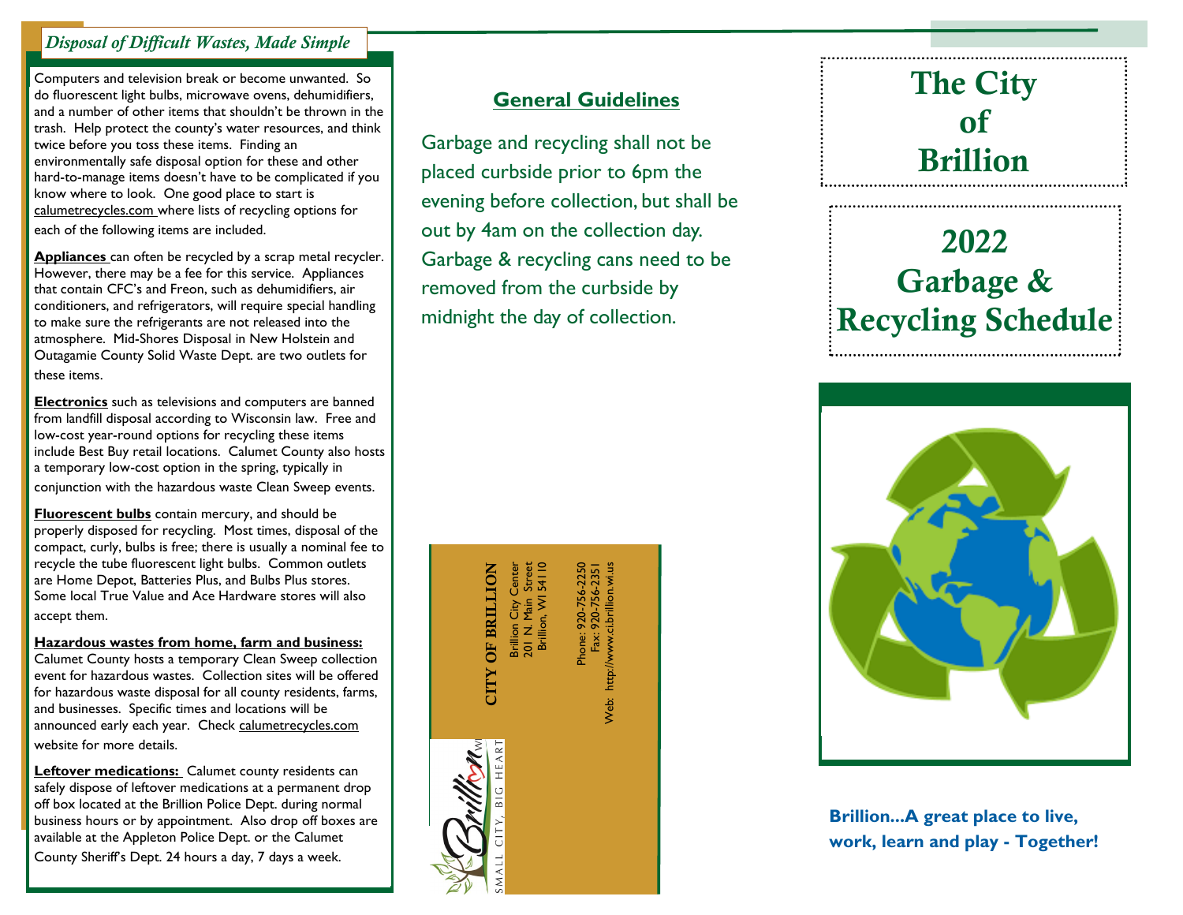## *Disposal of Difficult Wastes, Made Simple*

Computers and television break or become unwanted. So do fluorescent light bulbs, microwave ovens, dehumidifiers, and a number of other items that shouldn't be thrown in the trash. Help protect the county's water resources, and think twice before you toss these items. Finding an environmentally safe disposal option for these and other hard-to-manage items doesn't have to be complicated if you know where to look. One good place to start is calumetrecycles.com where lists of recycling options for each of the following items are included.

**Appliances** can often be recycled by a scrap metal recycler. However, there may be a fee for this service. Appliances that contain CFC's and Freon, such as dehumidifiers, air conditioners, and refrigerators, will require special handling to make sure the refrigerants are not released into the atmosphere. Mid-Shores Disposal in New Holstein and Outagamie County Solid Waste Dept. are two outlets for these items.

**Electronics** such as televisions and computers are banned from landfill disposal according to Wisconsin law. Free and low-cost year-round options for recycling these items include Best Buy retail locations. Calumet County also hosts a temporary low-cost option in the spring, typically in conjunction with the hazardous waste Clean Sweep events.

**Fluorescent bulbs** contain mercury, and should be properly disposed for recycling. Most times, disposal of the compact, curly, bulbs is free; there is usually a nominal fee to recycle the tube fluorescent light bulbs. Common outlets are Home Depot, Batteries Plus, and Bulbs Plus stores. Some local True Value and Ace Hardware stores will also accept them.

**Hazardous wastes from home, farm and business:** Calumet County hosts a temporary Clean Sweep collection event for hazardous wastes. Collection sites will be offered for hazardous waste disposal for all county residents, farms, and businesses. Specific times and locations will be announced early each year. Check calumetrecycles.com website for more details.

**Leftover medications:** Calumet county residents can safely dispose of leftover medications at a permanent drop off box located at the Brillion Police Dept. during normal business hours or by appointment. Also drop off boxes are available at the Appleton Police Dept. or the Calumet County Sheriff's Dept. 24 hours a day, 7 days a week.

## General Guidelines

Garbage and recycling shall not be placed curbside prior to 6pm the evening before collection, but shall be out by 4am on the collection day. Garbage & recycling cans need to be removed from the curbside by midnight the day of collection.

**CITY OF BRILLION**

Brillion City Center
201 N. Main Street
Brillion, WI 54110

Phone: 920-756-2250
Fax: 920-756-2351
Web: http://www.ci.brillion.wi.us

Brillion WI — SMALL CITY, BIG HEART

# The City of Brillion

# 2022 Garbage & Recycling Schedule

**Brillion...A great place to live, work, learn and play - Together!**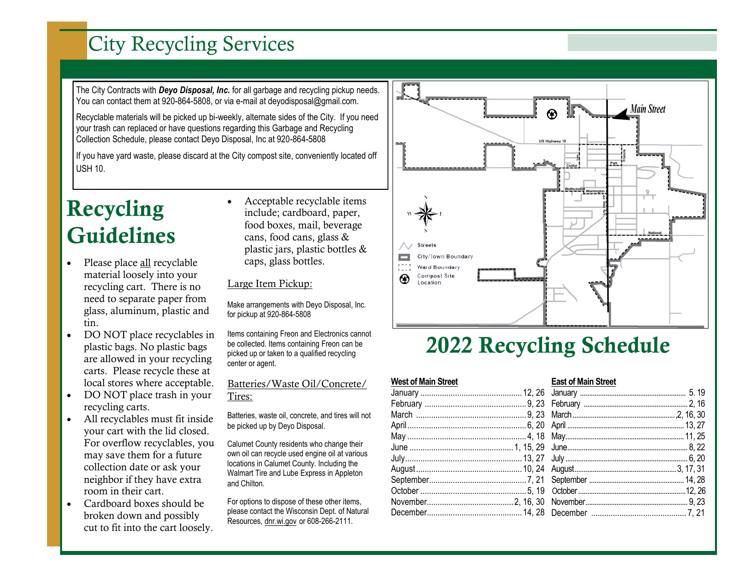# City Recycling Services

The City Contracts with ***Deyo Disposal, Inc.*** for all garbage and recycling pickup needs. You can contact them at 920-864-5808, or via e-mail at deyodisposal@gmail.com.

Recyclable materials will be picked up bi-weekly, alternate sides of the City. If you need your trash can replaced or have questions regarding this Garbage and Recycling Collection Schedule, please contact Deyo Disposal, Inc at 920-864-5808

If you have yard waste, please discard at the City compost site, conveniently located off USH 10.

## Recycling Guidelines

- Please place all recyclable material loosely into your recycling cart. There is no need to separate paper from glass, aluminum, plastic and tin.
- DO NOT place recyclables in plastic bags. No plastic bags are allowed in your recycling carts. Please recycle these at local stores where acceptable.
- DO NOT place trash in your recycling carts.
- All recyclables must fit inside your cart with the lid closed. For overflow recyclables, you may save them for a future collection date or ask your neighbor if they have extra room in their cart.
- Cardboard boxes should be broken down and possibly cut to fit into the cart loosely.
- Acceptable recyclable items include; cardboard, paper, food boxes, mail, beverage cans, food cans, glass & plastic jars, plastic bottles & caps, glass bottles.

### Large Item Pickup:

Make arrangements with Deyo Disposal, Inc. for pickup at 920-864-5808

Items containing Freon and Electronics cannot be collected. Items containing Freon can be picked up or taken to a qualified recycling center or agent.

### Batteries/Waste Oil/Concrete/Tires:

Batteries, waste oil, concrete, and tires will not be picked up by Deyo Disposal.

Calumet County residents who change their own oil can recycle used engine oil at various locations in Calumet County. Including the Walmart Tire and Lube Express in Appleton and Chilton.

For options to dispose of these other items, please contact the Wisconsin Dept. of Natural Resources, dnr.wi.gov or 608-266-2111.

Main Street

US Highway 10

Streets
City/Town Boundary
Ward Boundary
Compost Site Location

## 2022 Recycling Schedule

| West of Main Street | | East of Main Street | |
|---|---|---|---|
| January | 12, 26 | January | 5. 19 |
| February | 9, 23 | February | 2, 16 |
| March | 9, 23 | March | 2, 16, 30 |
| April | 6, 20 | April | 13, 27 |
| May | 4, 18 | May | 11, 25 |
| June | 1, 15, 29 | June | 8, 22 |
| July | 13, 27 | July | 6, 20 |
| August | 10, 24 | August | 3, 17, 31 |
| September | 7, 21 | September | 14, 28 |
| October | 5, 19 | October | 12, 26 |
| November | 2, 16, 30 | November | 9, 23 |
| December | 14, 28 | December | 7, 21 |